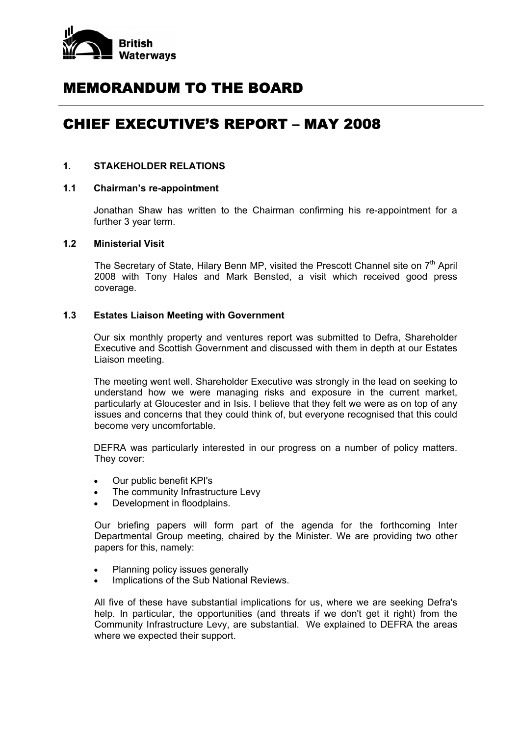# MEMORANDUM TO THE BOARD

# CHIEF EXECUTIVE'S REPORT – MAY 2008

## 1. STAKEHOLDER RELATIONS

### 1.1 Chairman's re-appointment

Jonathan Shaw has written to the Chairman confirming his re-appointment for a further 3 year term.

### 1.2 Ministerial Visit

The Secretary of State, Hilary Benn MP, visited the Prescott Channel site on 7th April 2008 with Tony Hales and Mark Bensted, a visit which received good press coverage.

### 1.3 Estates Liaison Meeting with Government

Our six monthly property and ventures report was submitted to Defra, Shareholder Executive and Scottish Government and discussed with them in depth at our Estates Liaison meeting.

The meeting went well. Shareholder Executive was strongly in the lead on seeking to understand how we were managing risks and exposure in the current market, particularly at Gloucester and in Isis. I believe that they felt we were as on top of any issues and concerns that they could think of, but everyone recognised that this could become very uncomfortable.

DEFRA was particularly interested in our progress on a number of policy matters. They cover:

- Our public benefit KPI's
- The community Infrastructure Levy
- Development in floodplains.

Our briefing papers will form part of the agenda for the forthcoming Inter Departmental Group meeting, chaired by the Minister. We are providing two other papers for this, namely:

- Planning policy issues generally
- Implications of the Sub National Reviews.

All five of these have substantial implications for us, where we are seeking Defra's help. In particular, the opportunities (and threats if we don't get it right) from the Community Infrastructure Levy, are substantial. We explained to DEFRA the areas where we expected their support.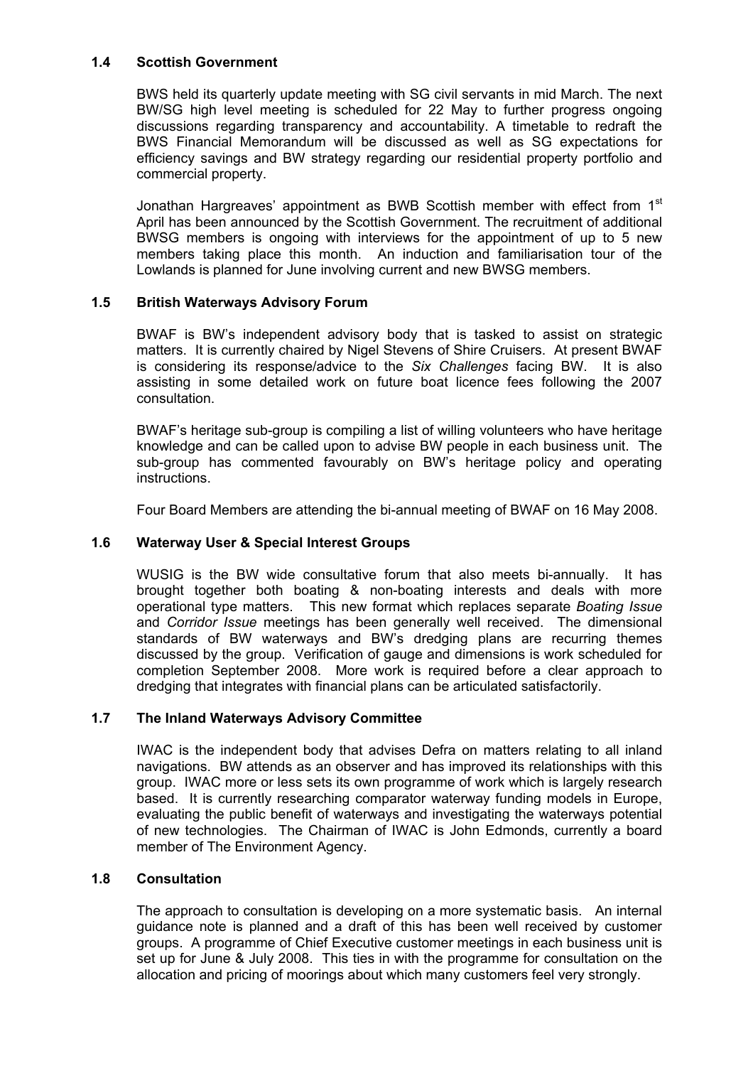### 1.4 Scottish Government

BWS held its quarterly update meeting with SG civil servants in mid March. The next BW/SG high level meeting is scheduled for 22 May to further progress ongoing discussions regarding transparency and accountability. A timetable to redraft the BWS Financial Memorandum will be discussed as well as SG expectations for efficiency savings and BW strategy regarding our residential property portfolio and commercial property.

Jonathan Hargreaves' appointment as BWB Scottish member with effect from 1st April has been announced by the Scottish Government. The recruitment of additional BWSG members is ongoing with interviews for the appointment of up to 5 new members taking place this month. An induction and familiarisation tour of the Lowlands is planned for June involving current and new BWSG members.

### 1.5 British Waterways Advisory Forum

BWAF is BW's independent advisory body that is tasked to assist on strategic matters. It is currently chaired by Nigel Stevens of Shire Cruisers. At present BWAF is considering its response/advice to the *Six Challenges* facing BW. It is also assisting in some detailed work on future boat licence fees following the 2007 consultation.

BWAF's heritage sub-group is compiling a list of willing volunteers who have heritage knowledge and can be called upon to advise BW people in each business unit. The sub-group has commented favourably on BW's heritage policy and operating instructions.

Four Board Members are attending the bi-annual meeting of BWAF on 16 May 2008.

### 1.6 Waterway User & Special Interest Groups

WUSIG is the BW wide consultative forum that also meets bi-annually. It has brought together both boating & non-boating interests and deals with more operational type matters. This new format which replaces separate *Boating Issue* and *Corridor Issue* meetings has been generally well received. The dimensional standards of BW waterways and BW's dredging plans are recurring themes discussed by the group. Verification of gauge and dimensions is work scheduled for completion September 2008. More work is required before a clear approach to dredging that integrates with financial plans can be articulated satisfactorily.

### 1.7 The Inland Waterways Advisory Committee

IWAC is the independent body that advises Defra on matters relating to all inland navigations. BW attends as an observer and has improved its relationships with this group. IWAC more or less sets its own programme of work which is largely research based. It is currently researching comparator waterway funding models in Europe, evaluating the public benefit of waterways and investigating the waterways potential of new technologies. The Chairman of IWAC is John Edmonds, currently a board member of The Environment Agency.

### 1.8 Consultation

The approach to consultation is developing on a more systematic basis. An internal guidance note is planned and a draft of this has been well received by customer groups. A programme of Chief Executive customer meetings in each business unit is set up for June & July 2008. This ties in with the programme for consultation on the allocation and pricing of moorings about which many customers feel very strongly.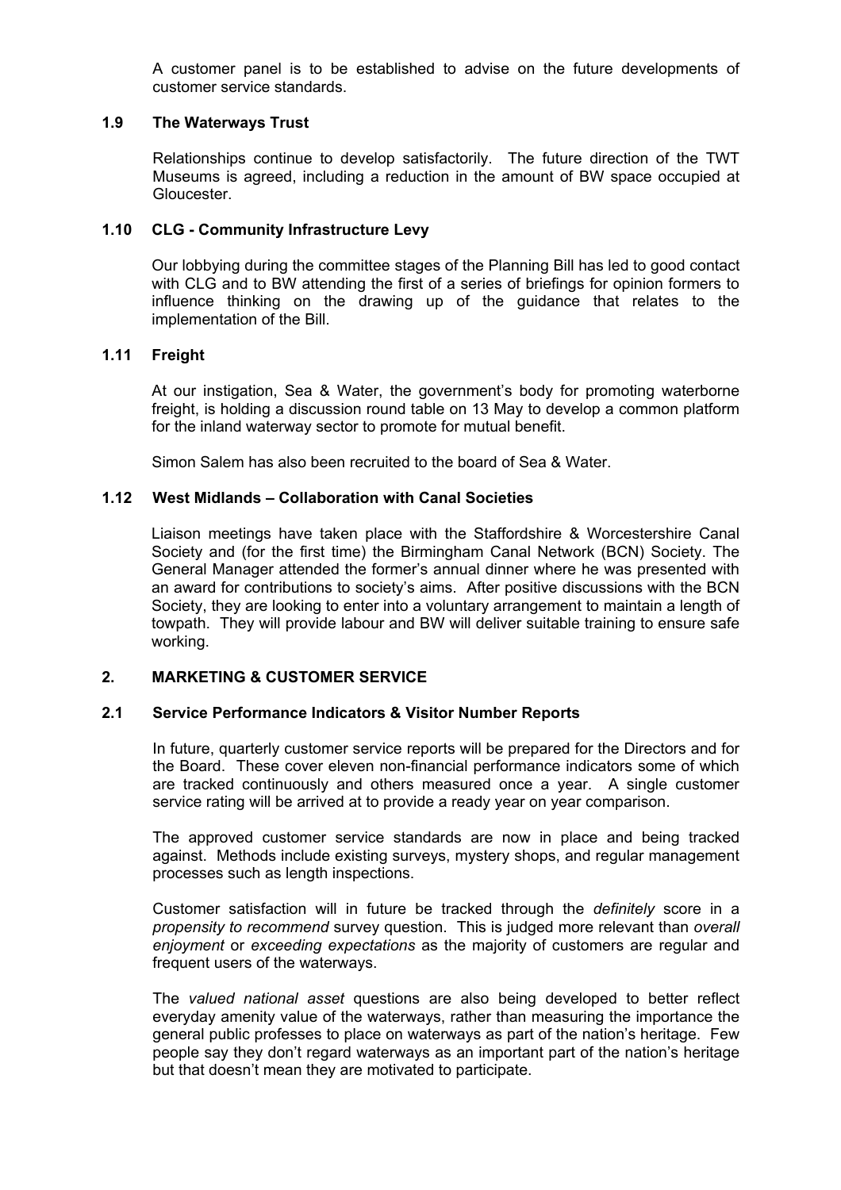A customer panel is to be established to advise on the future developments of customer service standards.

### 1.9 The Waterways Trust

Relationships continue to develop satisfactorily. The future direction of the TWT Museums is agreed, including a reduction in the amount of BW space occupied at Gloucester.

### 1.10 CLG - Community Infrastructure Levy

Our lobbying during the committee stages of the Planning Bill has led to good contact with CLG and to BW attending the first of a series of briefings for opinion formers to influence thinking on the drawing up of the guidance that relates to the implementation of the Bill.

### 1.11 Freight

At our instigation, Sea & Water, the government's body for promoting waterborne freight, is holding a discussion round table on 13 May to develop a common platform for the inland waterway sector to promote for mutual benefit.

Simon Salem has also been recruited to the board of Sea & Water.

### 1.12 West Midlands – Collaboration with Canal Societies

Liaison meetings have taken place with the Staffordshire & Worcestershire Canal Society and (for the first time) the Birmingham Canal Network (BCN) Society. The General Manager attended the former's annual dinner where he was presented with an award for contributions to society's aims. After positive discussions with the BCN Society, they are looking to enter into a voluntary arrangement to maintain a length of towpath. They will provide labour and BW will deliver suitable training to ensure safe working.

## 2. MARKETING & CUSTOMER SERVICE

### 2.1 Service Performance Indicators & Visitor Number Reports

In future, quarterly customer service reports will be prepared for the Directors and for the Board. These cover eleven non-financial performance indicators some of which are tracked continuously and others measured once a year. A single customer service rating will be arrived at to provide a ready year on year comparison.

The approved customer service standards are now in place and being tracked against. Methods include existing surveys, mystery shops, and regular management processes such as length inspections.

Customer satisfaction will in future be tracked through the *definitely* score in a *propensity to recommend* survey question. This is judged more relevant than *overall enjoyment* or *exceeding expectations* as the majority of customers are regular and frequent users of the waterways.

The *valued national asset* questions are also being developed to better reflect everyday amenity value of the waterways, rather than measuring the importance the general public professes to place on waterways as part of the nation's heritage. Few people say they don't regard waterways as an important part of the nation's heritage but that doesn't mean they are motivated to participate.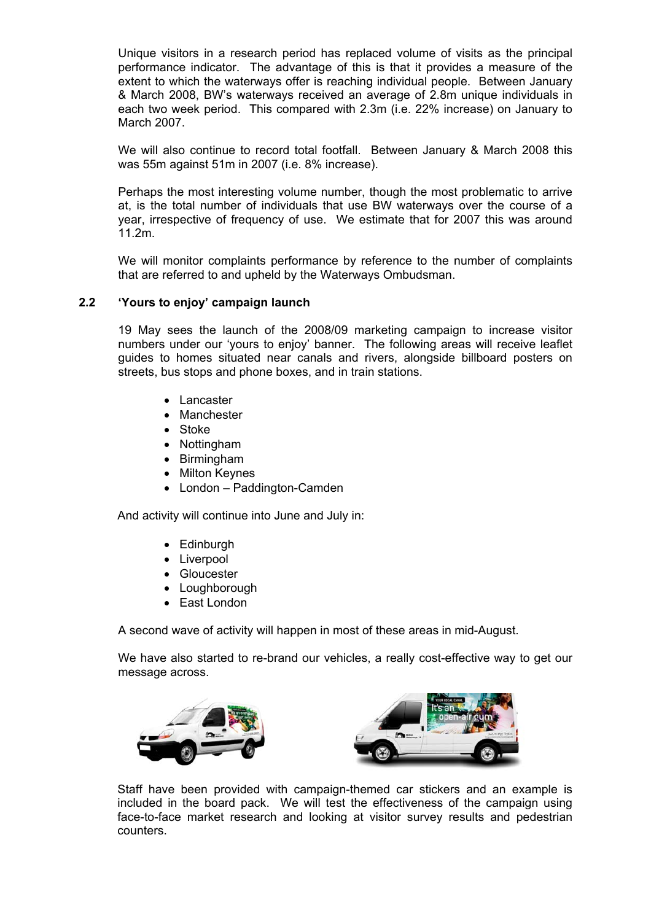Unique visitors in a research period has replaced volume of visits as the principal performance indicator. The advantage of this is that it provides a measure of the extent to which the waterways offer is reaching individual people. Between January & March 2008, BW's waterways received an average of 2.8m unique individuals in each two week period. This compared with 2.3m (i.e. 22% increase) on January to March 2007.

We will also continue to record total footfall. Between January & March 2008 this was 55m against 51m in 2007 (i.e. 8% increase).

Perhaps the most interesting volume number, though the most problematic to arrive at, is the total number of individuals that use BW waterways over the course of a year, irrespective of frequency of use. We estimate that for 2007 this was around 11.2m.

We will monitor complaints performance by reference to the number of complaints that are referred to and upheld by the Waterways Ombudsman.

### 2.2 'Yours to enjoy' campaign launch

19 May sees the launch of the 2008/09 marketing campaign to increase visitor numbers under our 'yours to enjoy' banner. The following areas will receive leaflet guides to homes situated near canals and rivers, alongside billboard posters on streets, bus stops and phone boxes, and in train stations.

- Lancaster
- Manchester
- Stoke
- Nottingham
- Birmingham
- Milton Keynes
- London – Paddington-Camden

And activity will continue into June and July in:

- Edinburgh
- Liverpool
- Gloucester
- Loughborough
- East London

A second wave of activity will happen in most of these areas in mid-August.

We have also started to re-brand our vehicles, a really cost-effective way to get our message across.

Staff have been provided with campaign-themed car stickers and an example is included in the board pack. We will test the effectiveness of the campaign using face-to-face market research and looking at visitor survey results and pedestrian counters.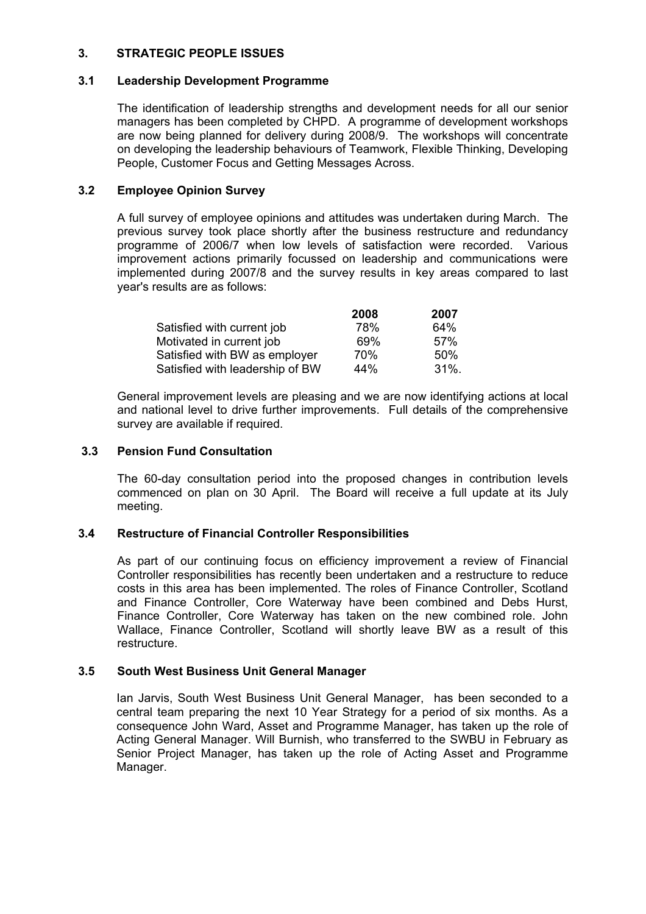## 3. STRATEGIC PEOPLE ISSUES

### 3.1 Leadership Development Programme

The identification of leadership strengths and development needs for all our senior managers has been completed by CHPD. A programme of development workshops are now being planned for delivery during 2008/9. The workshops will concentrate on developing the leadership behaviours of Teamwork, Flexible Thinking, Developing People, Customer Focus and Getting Messages Across.

### 3.2 Employee Opinion Survey

A full survey of employee opinions and attitudes was undertaken during March. The previous survey took place shortly after the business restructure and redundancy programme of 2006/7 when low levels of satisfaction were recorded. Various improvement actions primarily focussed on leadership and communications were implemented during 2007/8 and the survey results in key areas compared to last year's results are as follows:

| | 2008 | 2007 |
|---|---|---|
| Satisfied with current job | 78% | 64% |
| Motivated in current job | 69% | 57% |
| Satisfied with BW as employer | 70% | 50% |
| Satisfied with leadership of BW | 44% | 31%. |

General improvement levels are pleasing and we are now identifying actions at local and national level to drive further improvements. Full details of the comprehensive survey are available if required.

### 3.3 Pension Fund Consultation

The 60-day consultation period into the proposed changes in contribution levels commenced on plan on 30 April. The Board will receive a full update at its July meeting.

### 3.4 Restructure of Financial Controller Responsibilities

As part of our continuing focus on efficiency improvement a review of Financial Controller responsibilities has recently been undertaken and a restructure to reduce costs in this area has been implemented. The roles of Finance Controller, Scotland and Finance Controller, Core Waterway have been combined and Debs Hurst, Finance Controller, Core Waterway has taken on the new combined role. John Wallace, Finance Controller, Scotland will shortly leave BW as a result of this restructure.

### 3.5 South West Business Unit General Manager

Ian Jarvis, South West Business Unit General Manager, has been seconded to a central team preparing the next 10 Year Strategy for a period of six months. As a consequence John Ward, Asset and Programme Manager, has taken up the role of Acting General Manager. Will Burnish, who transferred to the SWBU in February as Senior Project Manager, has taken up the role of Acting Asset and Programme Manager.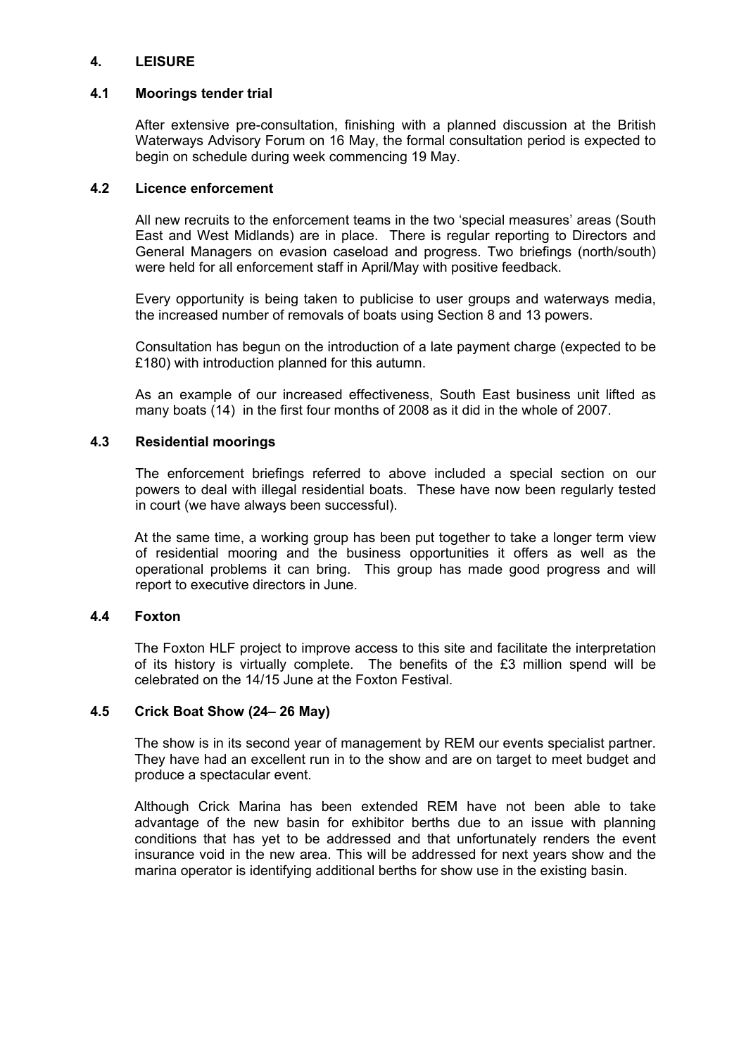## 4. LEISURE

### 4.1 Moorings tender trial

After extensive pre-consultation, finishing with a planned discussion at the British Waterways Advisory Forum on 16 May, the formal consultation period is expected to begin on schedule during week commencing 19 May.

### 4.2 Licence enforcement

All new recruits to the enforcement teams in the two 'special measures' areas (South East and West Midlands) are in place. There is regular reporting to Directors and General Managers on evasion caseload and progress. Two briefings (north/south) were held for all enforcement staff in April/May with positive feedback.

Every opportunity is being taken to publicise to user groups and waterways media, the increased number of removals of boats using Section 8 and 13 powers.

Consultation has begun on the introduction of a late payment charge (expected to be £180) with introduction planned for this autumn.

As an example of our increased effectiveness, South East business unit lifted as many boats (14) in the first four months of 2008 as it did in the whole of 2007.

### 4.3 Residential moorings

The enforcement briefings referred to above included a special section on our powers to deal with illegal residential boats. These have now been regularly tested in court (we have always been successful).

At the same time, a working group has been put together to take a longer term view of residential mooring and the business opportunities it offers as well as the operational problems it can bring. This group has made good progress and will report to executive directors in June.

### 4.4 Foxton

The Foxton HLF project to improve access to this site and facilitate the interpretation of its history is virtually complete. The benefits of the £3 million spend will be celebrated on the 14/15 June at the Foxton Festival.

### 4.5 Crick Boat Show (24– 26 May)

The show is in its second year of management by REM our events specialist partner. They have had an excellent run in to the show and are on target to meet budget and produce a spectacular event.

Although Crick Marina has been extended REM have not been able to take advantage of the new basin for exhibitor berths due to an issue with planning conditions that has yet to be addressed and that unfortunately renders the event insurance void in the new area. This will be addressed for next years show and the marina operator is identifying additional berths for show use in the existing basin.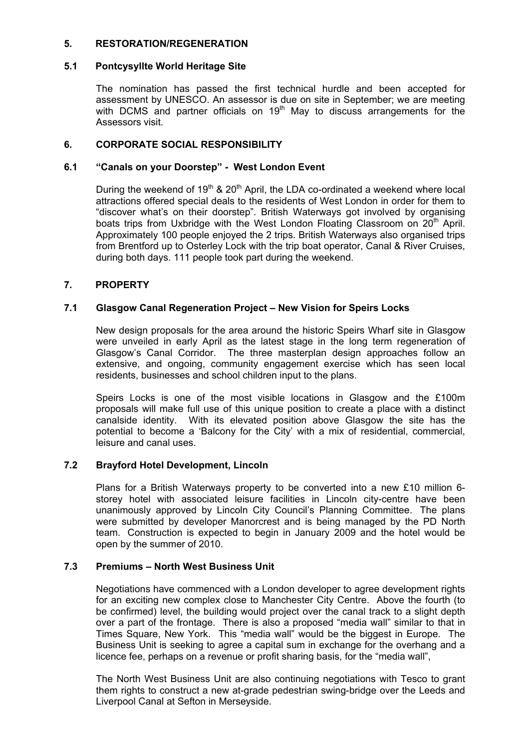## 5. RESTORATION/REGENERATION

### 5.1 Pontcysyllte World Heritage Site

The nomination has passed the first technical hurdle and been accepted for assessment by UNESCO. An assessor is due on site in September; we are meeting with DCMS and partner officials on 19th May to discuss arrangements for the Assessors visit.

## 6. CORPORATE SOCIAL RESPONSIBILITY

### 6.1 "Canals on your Doorstep" - West London Event

During the weekend of 19th & 20th April, the LDA co-ordinated a weekend where local attractions offered special deals to the residents of West London in order for them to "discover what's on their doorstep". British Waterways got involved by organising boats trips from Uxbridge with the West London Floating Classroom on 20th April. Approximately 100 people enjoyed the 2 trips. British Waterways also organised trips from Brentford up to Osterley Lock with the trip boat operator, Canal & River Cruises, during both days. 111 people took part during the weekend.

## 7. PROPERTY

### 7.1 Glasgow Canal Regeneration Project – New Vision for Speirs Locks

New design proposals for the area around the historic Speirs Wharf site in Glasgow were unveiled in early April as the latest stage in the long term regeneration of Glasgow's Canal Corridor. The three masterplan design approaches follow an extensive, and ongoing, community engagement exercise which has seen local residents, businesses and school children input to the plans.

Speirs Locks is one of the most visible locations in Glasgow and the £100m proposals will make full use of this unique position to create a place with a distinct canalside identity. With its elevated position above Glasgow the site has the potential to become a 'Balcony for the City' with a mix of residential, commercial, leisure and canal uses.

### 7.2 Brayford Hotel Development, Lincoln

Plans for a British Waterways property to be converted into a new £10 million 6-storey hotel with associated leisure facilities in Lincoln city-centre have been unanimously approved by Lincoln City Council's Planning Committee. The plans were submitted by developer Manorcrest and is being managed by the PD North team. Construction is expected to begin in January 2009 and the hotel would be open by the summer of 2010.

### 7.3 Premiums – North West Business Unit

Negotiations have commenced with a London developer to agree development rights for an exciting new complex close to Manchester City Centre. Above the fourth (to be confirmed) level, the building would project over the canal track to a slight depth over a part of the frontage. There is also a proposed "media wall" similar to that in Times Square, New York. This "media wall" would be the biggest in Europe. The Business Unit is seeking to agree a capital sum in exchange for the overhang and a licence fee, perhaps on a revenue or profit sharing basis, for the "media wall",

The North West Business Unit are also continuing negotiations with Tesco to grant them rights to construct a new at-grade pedestrian swing-bridge over the Leeds and Liverpool Canal at Sefton in Merseyside.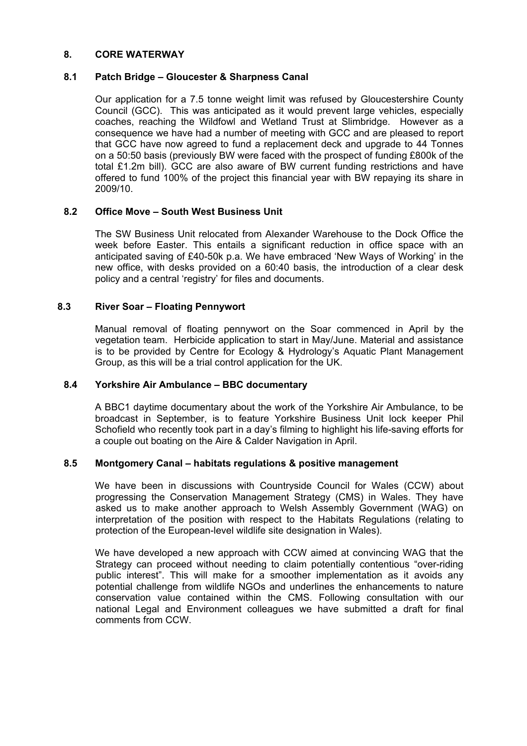## 8. CORE WATERWAY

### 8.1 Patch Bridge – Gloucester & Sharpness Canal

Our application for a 7.5 tonne weight limit was refused by Gloucestershire County Council (GCC). This was anticipated as it would prevent large vehicles, especially coaches, reaching the Wildfowl and Wetland Trust at Slimbridge. However as a consequence we have had a number of meeting with GCC and are pleased to report that GCC have now agreed to fund a replacement deck and upgrade to 44 Tonnes on a 50:50 basis (previously BW were faced with the prospect of funding £800k of the total £1.2m bill). GCC are also aware of BW current funding restrictions and have offered to fund 100% of the project this financial year with BW repaying its share in 2009/10.

### 8.2 Office Move – South West Business Unit

The SW Business Unit relocated from Alexander Warehouse to the Dock Office the week before Easter. This entails a significant reduction in office space with an anticipated saving of £40-50k p.a. We have embraced 'New Ways of Working' in the new office, with desks provided on a 60:40 basis, the introduction of a clear desk policy and a central 'registry' for files and documents.

### 8.3 River Soar – Floating Pennywort

Manual removal of floating pennywort on the Soar commenced in April by the vegetation team. Herbicide application to start in May/June. Material and assistance is to be provided by Centre for Ecology & Hydrology's Aquatic Plant Management Group, as this will be a trial control application for the UK.

### 8.4 Yorkshire Air Ambulance – BBC documentary

A BBC1 daytime documentary about the work of the Yorkshire Air Ambulance, to be broadcast in September, is to feature Yorkshire Business Unit lock keeper Phil Schofield who recently took part in a day's filming to highlight his life-saving efforts for a couple out boating on the Aire & Calder Navigation in April.

### 8.5 Montgomery Canal – habitats regulations & positive management

We have been in discussions with Countryside Council for Wales (CCW) about progressing the Conservation Management Strategy (CMS) in Wales. They have asked us to make another approach to Welsh Assembly Government (WAG) on interpretation of the position with respect to the Habitats Regulations (relating to protection of the European-level wildlife site designation in Wales).

We have developed a new approach with CCW aimed at convincing WAG that the Strategy can proceed without needing to claim potentially contentious "over-riding public interest". This will make for a smoother implementation as it avoids any potential challenge from wildlife NGOs and underlines the enhancements to nature conservation value contained within the CMS. Following consultation with our national Legal and Environment colleagues we have submitted a draft for final comments from CCW.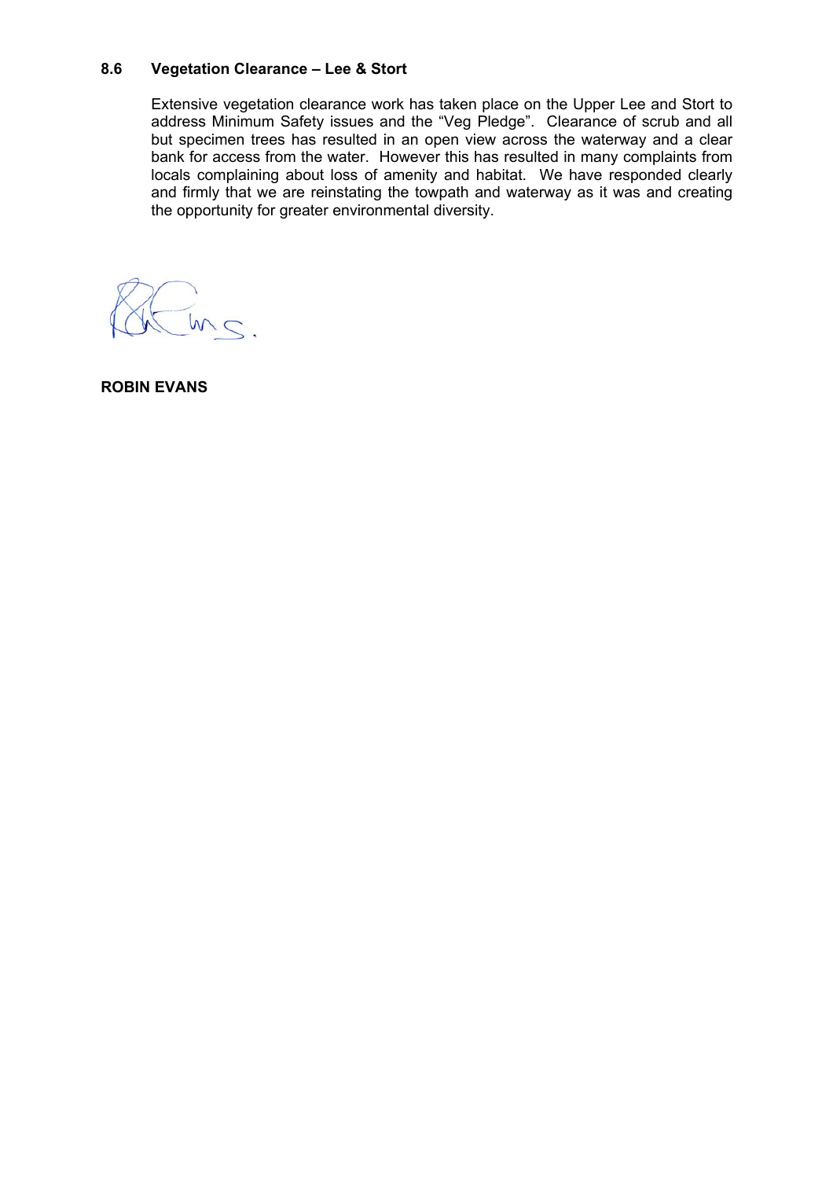### 8.6 Vegetation Clearance – Lee & Stort

Extensive vegetation clearance work has taken place on the Upper Lee and Stort to address Minimum Safety issues and the "Veg Pledge". Clearance of scrub and all but specimen trees has resulted in an open view across the waterway and a clear bank for access from the water. However this has resulted in many complaints from locals complaining about loss of amenity and habitat. We have responded clearly and firmly that we are reinstating the towpath and waterway as it was and creating the opportunity for greater environmental diversity.

**ROBIN EVANS**